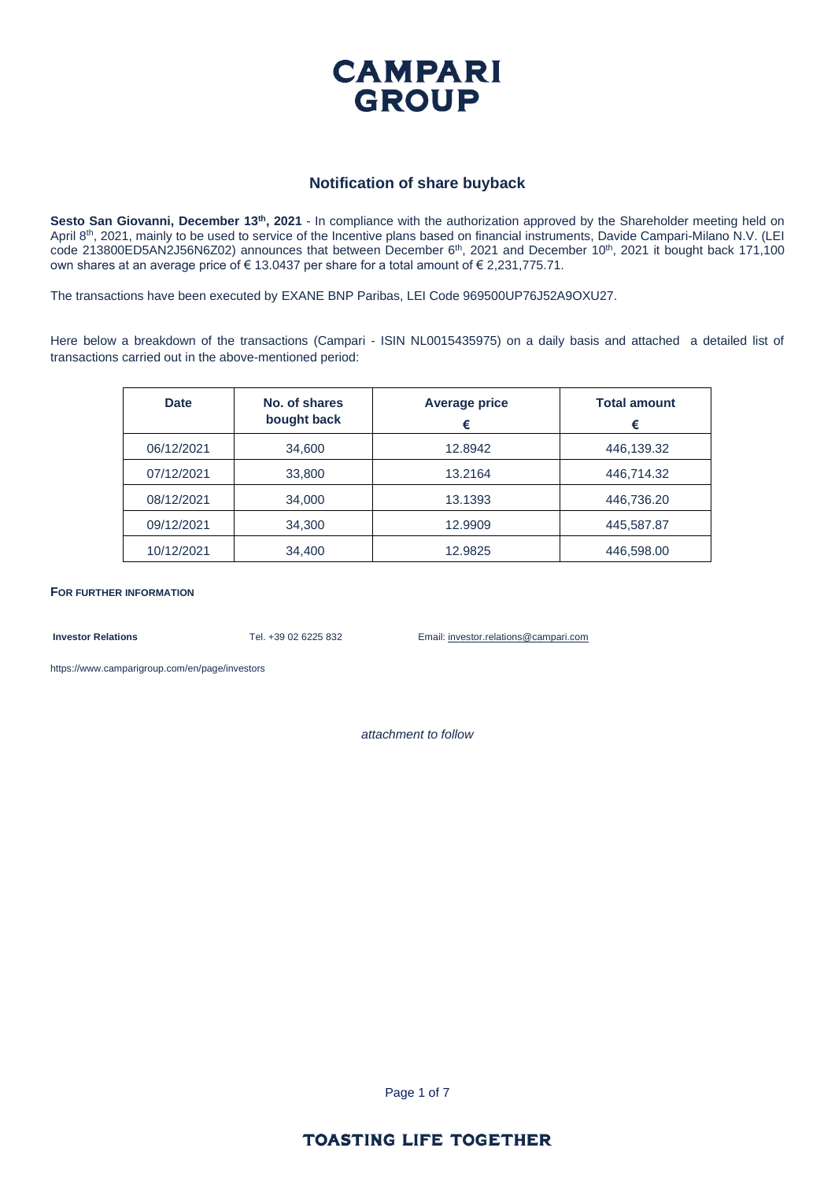# CAMPARI GROUP

## Notification of share buyback

**Sesto San Giovanni, December 13th, 2021** - In compliance with the authorization approved by the Shareholder meeting held on April 8th, 2021, mainly to be used to service of the Incentive plans based on financial instruments, Davide Campari-Milano N.V. (LEI code 213800ED5AN2J56N6Z02) announces that between December 6th, 2021 and December 10th, 2021 it bought back 171,100 own shares at an average price of € 13.0437 per share for a total amount of € 2,231,775.71.

The transactions have been executed by EXANE BNP Paribas, LEI Code 969500UP76J52A9OXU27.

Here below a breakdown of the transactions (Campari - ISIN NL0015435975) on a daily basis and attached a detailed list of transactions carried out in the above-mentioned period:

| Date | No. of shares bought back | Average price € | Total amount € |
|---|---|---|---|
| 06/12/2021 | 34,600 | 12.8942 | 446,139.32 |
| 07/12/2021 | 33,800 | 13.2164 | 446,714.32 |
| 08/12/2021 | 34,000 | 13.1393 | 446,736.20 |
| 09/12/2021 | 34,300 | 12.9909 | 445,587.87 |
| 10/12/2021 | 34,400 | 12.9825 | 446,598.00 |

**FOR FURTHER INFORMATION**

**Investor Relations** Tel. +39 02 6225 832 Email: investor.relations@campari.com

https://www.camparigroup.com/en/page/investors

*attachment to follow*

TOASTING LIFE TOGETHER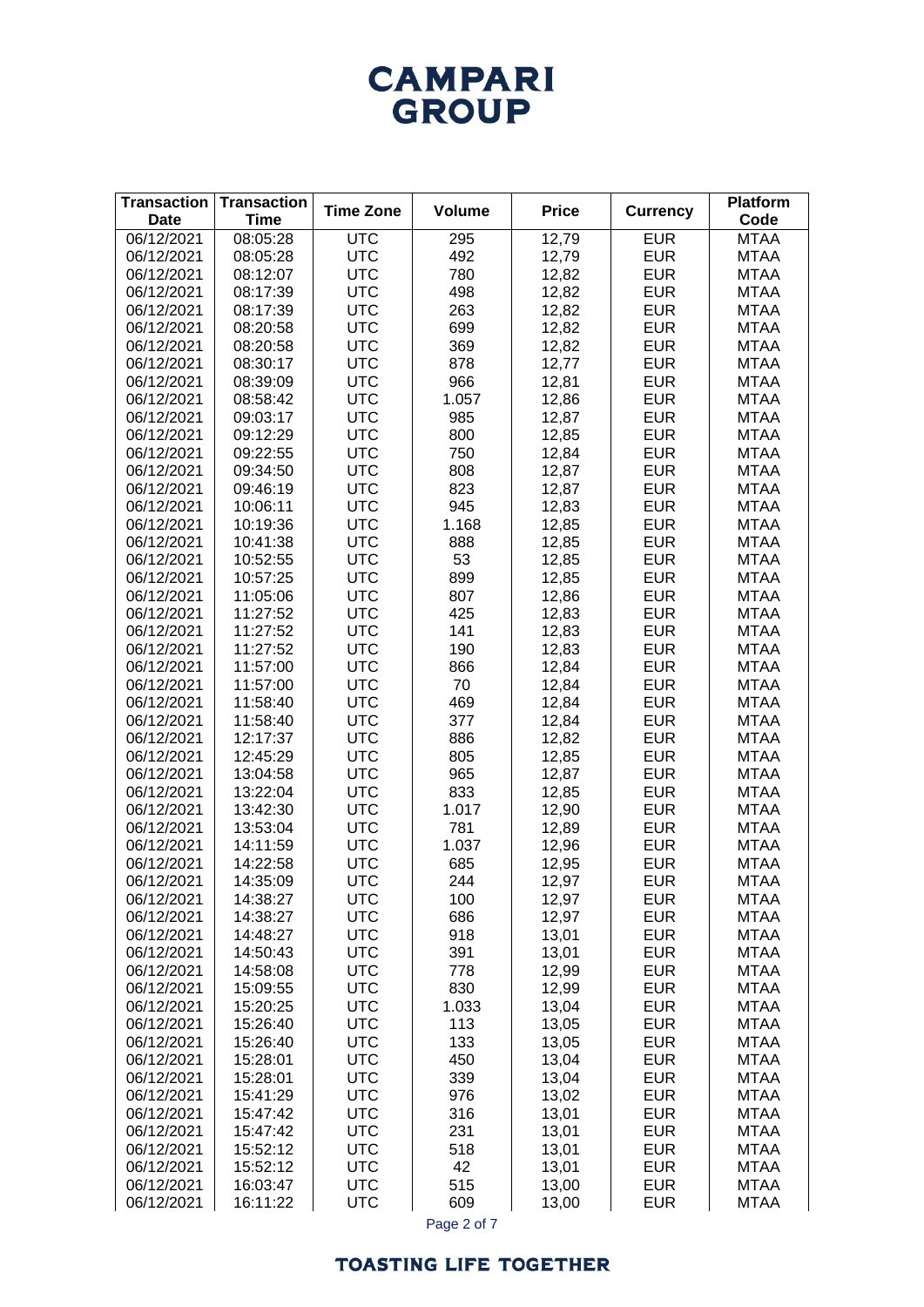# CAMPARI GROUP

| Transaction Date | Transaction Time | Time Zone | Volume | Price | Currency | Platform Code |
|---|---|---|---|---|---|---|
| 06/12/2021 | 08:05:28 | UTC | 295 | 12,79 | EUR | MTAA |
| 06/12/2021 | 08:05:28 | UTC | 492 | 12,79 | EUR | MTAA |
| 06/12/2021 | 08:12:07 | UTC | 780 | 12,82 | EUR | MTAA |
| 06/12/2021 | 08:17:39 | UTC | 498 | 12,82 | EUR | MTAA |
| 06/12/2021 | 08:17:39 | UTC | 263 | 12,82 | EUR | MTAA |
| 06/12/2021 | 08:20:58 | UTC | 699 | 12,82 | EUR | MTAA |
| 06/12/2021 | 08:20:58 | UTC | 369 | 12,82 | EUR | MTAA |
| 06/12/2021 | 08:30:17 | UTC | 878 | 12,77 | EUR | MTAA |
| 06/12/2021 | 08:39:09 | UTC | 966 | 12,81 | EUR | MTAA |
| 06/12/2021 | 08:58:42 | UTC | 1.057 | 12,86 | EUR | MTAA |
| 06/12/2021 | 09:03:17 | UTC | 985 | 12,87 | EUR | MTAA |
| 06/12/2021 | 09:12:29 | UTC | 800 | 12,85 | EUR | MTAA |
| 06/12/2021 | 09:22:55 | UTC | 750 | 12,84 | EUR | MTAA |
| 06/12/2021 | 09:34:50 | UTC | 808 | 12,87 | EUR | MTAA |
| 06/12/2021 | 09:46:19 | UTC | 823 | 12,87 | EUR | MTAA |
| 06/12/2021 | 10:06:11 | UTC | 945 | 12,83 | EUR | MTAA |
| 06/12/2021 | 10:19:36 | UTC | 1.168 | 12,85 | EUR | MTAA |
| 06/12/2021 | 10:41:38 | UTC | 888 | 12,85 | EUR | MTAA |
| 06/12/2021 | 10:52:55 | UTC | 53 | 12,85 | EUR | MTAA |
| 06/12/2021 | 10:57:25 | UTC | 899 | 12,85 | EUR | MTAA |
| 06/12/2021 | 11:05:06 | UTC | 807 | 12,86 | EUR | MTAA |
| 06/12/2021 | 11:27:52 | UTC | 425 | 12,83 | EUR | MTAA |
| 06/12/2021 | 11:27:52 | UTC | 141 | 12,83 | EUR | MTAA |
| 06/12/2021 | 11:27:52 | UTC | 190 | 12,83 | EUR | MTAA |
| 06/12/2021 | 11:57:00 | UTC | 866 | 12,84 | EUR | MTAA |
| 06/12/2021 | 11:57:00 | UTC | 70 | 12,84 | EUR | MTAA |
| 06/12/2021 | 11:58:40 | UTC | 469 | 12,84 | EUR | MTAA |
| 06/12/2021 | 11:58:40 | UTC | 377 | 12,84 | EUR | MTAA |
| 06/12/2021 | 12:17:37 | UTC | 886 | 12,82 | EUR | MTAA |
| 06/12/2021 | 12:45:29 | UTC | 805 | 12,85 | EUR | MTAA |
| 06/12/2021 | 13:04:58 | UTC | 965 | 12,87 | EUR | MTAA |
| 06/12/2021 | 13:22:04 | UTC | 833 | 12,85 | EUR | MTAA |
| 06/12/2021 | 13:42:30 | UTC | 1.017 | 12,90 | EUR | MTAA |
| 06/12/2021 | 13:53:04 | UTC | 781 | 12,89 | EUR | MTAA |
| 06/12/2021 | 14:11:59 | UTC | 1.037 | 12,96 | EUR | MTAA |
| 06/12/2021 | 14:22:58 | UTC | 685 | 12,95 | EUR | MTAA |
| 06/12/2021 | 14:35:09 | UTC | 244 | 12,97 | EUR | MTAA |
| 06/12/2021 | 14:38:27 | UTC | 100 | 12,97 | EUR | MTAA |
| 06/12/2021 | 14:38:27 | UTC | 686 | 12,97 | EUR | MTAA |
| 06/12/2021 | 14:48:27 | UTC | 918 | 13,01 | EUR | MTAA |
| 06/12/2021 | 14:50:43 | UTC | 391 | 13,01 | EUR | MTAA |
| 06/12/2021 | 14:58:08 | UTC | 778 | 12,99 | EUR | MTAA |
| 06/12/2021 | 15:09:55 | UTC | 830 | 12,99 | EUR | MTAA |
| 06/12/2021 | 15:20:25 | UTC | 1.033 | 13,04 | EUR | MTAA |
| 06/12/2021 | 15:26:40 | UTC | 113 | 13,05 | EUR | MTAA |
| 06/12/2021 | 15:26:40 | UTC | 133 | 13,05 | EUR | MTAA |
| 06/12/2021 | 15:28:01 | UTC | 450 | 13,04 | EUR | MTAA |
| 06/12/2021 | 15:28:01 | UTC | 339 | 13,04 | EUR | MTAA |
| 06/12/2021 | 15:41:29 | UTC | 976 | 13,02 | EUR | MTAA |
| 06/12/2021 | 15:47:42 | UTC | 316 | 13,01 | EUR | MTAA |
| 06/12/2021 | 15:47:42 | UTC | 231 | 13,01 | EUR | MTAA |
| 06/12/2021 | 15:52:12 | UTC | 518 | 13,01 | EUR | MTAA |
| 06/12/2021 | 15:52:12 | UTC | 42 | 13,01 | EUR | MTAA |
| 06/12/2021 | 16:03:47 | UTC | 515 | 13,00 | EUR | MTAA |
| 06/12/2021 | 16:11:22 | UTC | 609 | 13,00 | EUR | MTAA |

TOASTING LIFE TOGETHER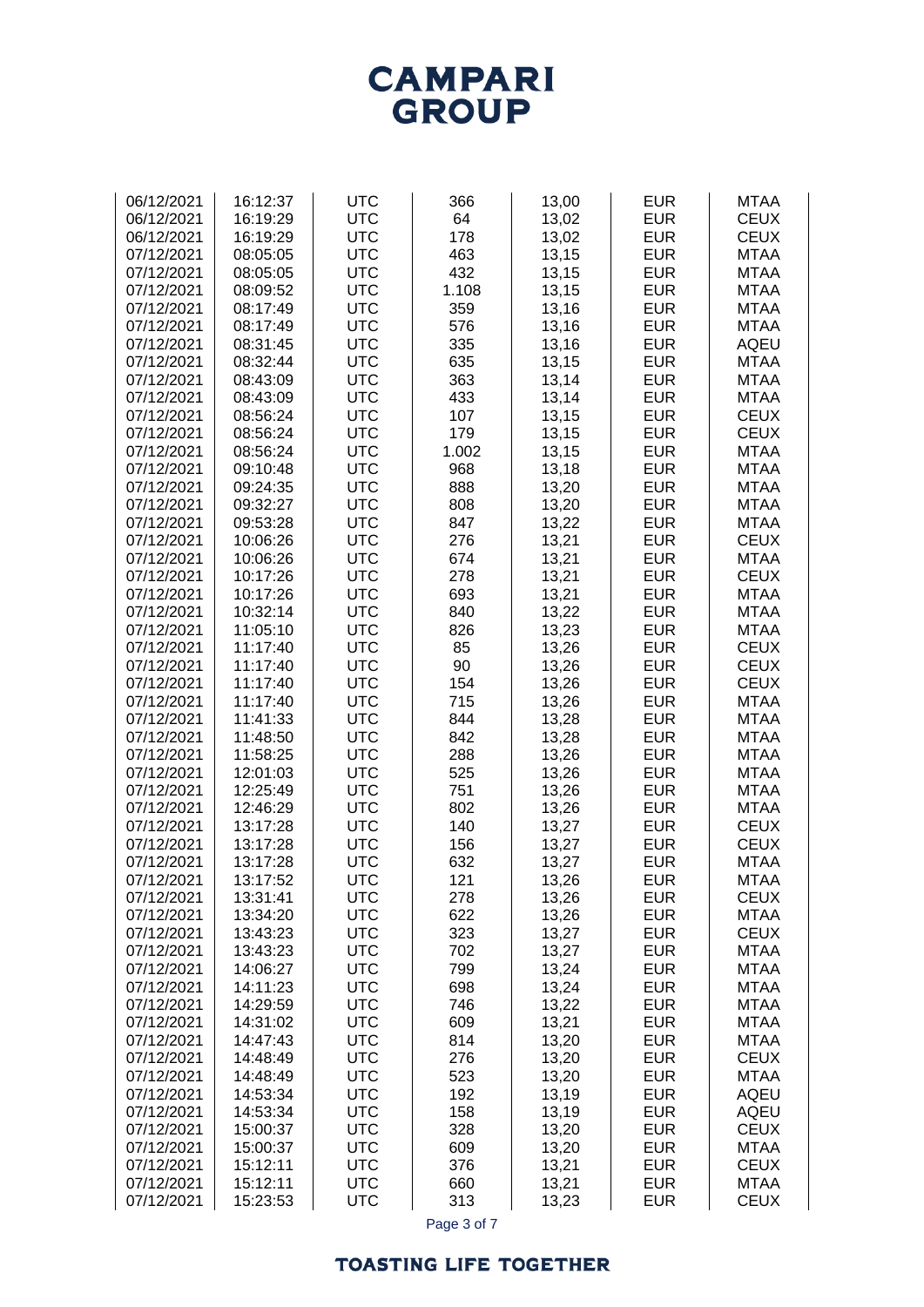| | | | | | | |
|---|---|---|---|---|---|---|
| 06/12/2021 | 16:12:37 | UTC | 366 | 13,00 | EUR | MTAA |
| 06/12/2021 | 16:19:29 | UTC | 64 | 13,02 | EUR | CEUX |
| 06/12/2021 | 16:19:29 | UTC | 178 | 13,02 | EUR | CEUX |
| 07/12/2021 | 08:05:05 | UTC | 463 | 13,15 | EUR | MTAA |
| 07/12/2021 | 08:05:05 | UTC | 432 | 13,15 | EUR | MTAA |
| 07/12/2021 | 08:09:52 | UTC | 1.108 | 13,15 | EUR | MTAA |
| 07/12/2021 | 08:17:49 | UTC | 359 | 13,16 | EUR | MTAA |
| 07/12/2021 | 08:17:49 | UTC | 576 | 13,16 | EUR | MTAA |
| 07/12/2021 | 08:31:45 | UTC | 335 | 13,16 | EUR | AQEU |
| 07/12/2021 | 08:32:44 | UTC | 635 | 13,15 | EUR | MTAA |
| 07/12/2021 | 08:43:09 | UTC | 363 | 13,14 | EUR | MTAA |
| 07/12/2021 | 08:43:09 | UTC | 433 | 13,14 | EUR | MTAA |
| 07/12/2021 | 08:56:24 | UTC | 107 | 13,15 | EUR | CEUX |
| 07/12/2021 | 08:56:24 | UTC | 179 | 13,15 | EUR | CEUX |
| 07/12/2021 | 08:56:24 | UTC | 1.002 | 13,15 | EUR | MTAA |
| 07/12/2021 | 09:10:48 | UTC | 968 | 13,18 | EUR | MTAA |
| 07/12/2021 | 09:24:35 | UTC | 888 | 13,20 | EUR | MTAA |
| 07/12/2021 | 09:32:27 | UTC | 808 | 13,20 | EUR | MTAA |
| 07/12/2021 | 09:53:28 | UTC | 847 | 13,22 | EUR | MTAA |
| 07/12/2021 | 10:06:26 | UTC | 276 | 13,21 | EUR | CEUX |
| 07/12/2021 | 10:06:26 | UTC | 674 | 13,21 | EUR | MTAA |
| 07/12/2021 | 10:17:26 | UTC | 278 | 13,21 | EUR | CEUX |
| 07/12/2021 | 10:17:26 | UTC | 693 | 13,21 | EUR | MTAA |
| 07/12/2021 | 10:32:14 | UTC | 840 | 13,22 | EUR | MTAA |
| 07/12/2021 | 11:05:10 | UTC | 826 | 13,23 | EUR | MTAA |
| 07/12/2021 | 11:17:40 | UTC | 85 | 13,26 | EUR | CEUX |
| 07/12/2021 | 11:17:40 | UTC | 90 | 13,26 | EUR | CEUX |
| 07/12/2021 | 11:17:40 | UTC | 154 | 13,26 | EUR | CEUX |
| 07/12/2021 | 11:17:40 | UTC | 715 | 13,26 | EUR | MTAA |
| 07/12/2021 | 11:41:33 | UTC | 844 | 13,28 | EUR | MTAA |
| 07/12/2021 | 11:48:50 | UTC | 842 | 13,28 | EUR | MTAA |
| 07/12/2021 | 11:58:25 | UTC | 288 | 13,26 | EUR | MTAA |
| 07/12/2021 | 12:01:03 | UTC | 525 | 13,26 | EUR | MTAA |
| 07/12/2021 | 12:25:49 | UTC | 751 | 13,26 | EUR | MTAA |
| 07/12/2021 | 12:46:29 | UTC | 802 | 13,26 | EUR | MTAA |
| 07/12/2021 | 13:17:28 | UTC | 140 | 13,27 | EUR | CEUX |
| 07/12/2021 | 13:17:28 | UTC | 156 | 13,27 | EUR | CEUX |
| 07/12/2021 | 13:17:28 | UTC | 632 | 13,27 | EUR | MTAA |
| 07/12/2021 | 13:17:52 | UTC | 121 | 13,26 | EUR | MTAA |
| 07/12/2021 | 13:31:41 | UTC | 278 | 13,26 | EUR | CEUX |
| 07/12/2021 | 13:34:20 | UTC | 622 | 13,26 | EUR | MTAA |
| 07/12/2021 | 13:43:23 | UTC | 323 | 13,27 | EUR | CEUX |
| 07/12/2021 | 13:43:23 | UTC | 702 | 13,27 | EUR | MTAA |
| 07/12/2021 | 14:06:27 | UTC | 799 | 13,24 | EUR | MTAA |
| 07/12/2021 | 14:11:23 | UTC | 698 | 13,24 | EUR | MTAA |
| 07/12/2021 | 14:29:59 | UTC | 746 | 13,22 | EUR | MTAA |
| 07/12/2021 | 14:31:02 | UTC | 609 | 13,21 | EUR | MTAA |
| 07/12/2021 | 14:47:43 | UTC | 814 | 13,20 | EUR | MTAA |
| 07/12/2021 | 14:48:49 | UTC | 276 | 13,20 | EUR | CEUX |
| 07/12/2021 | 14:48:49 | UTC | 523 | 13,20 | EUR | MTAA |
| 07/12/2021 | 14:53:34 | UTC | 192 | 13,19 | EUR | AQEU |
| 07/12/2021 | 14:53:34 | UTC | 158 | 13,19 | EUR | AQEU |
| 07/12/2021 | 15:00:37 | UTC | 328 | 13,20 | EUR | CEUX |
| 07/12/2021 | 15:00:37 | UTC | 609 | 13,20 | EUR | MTAA |
| 07/12/2021 | 15:12:11 | UTC | 376 | 13,21 | EUR | CEUX |
| 07/12/2021 | 15:12:11 | UTC | 660 | 13,21 | EUR | MTAA |
| 07/12/2021 | 15:23:53 | UTC | 313 | 13,23 | EUR | CEUX |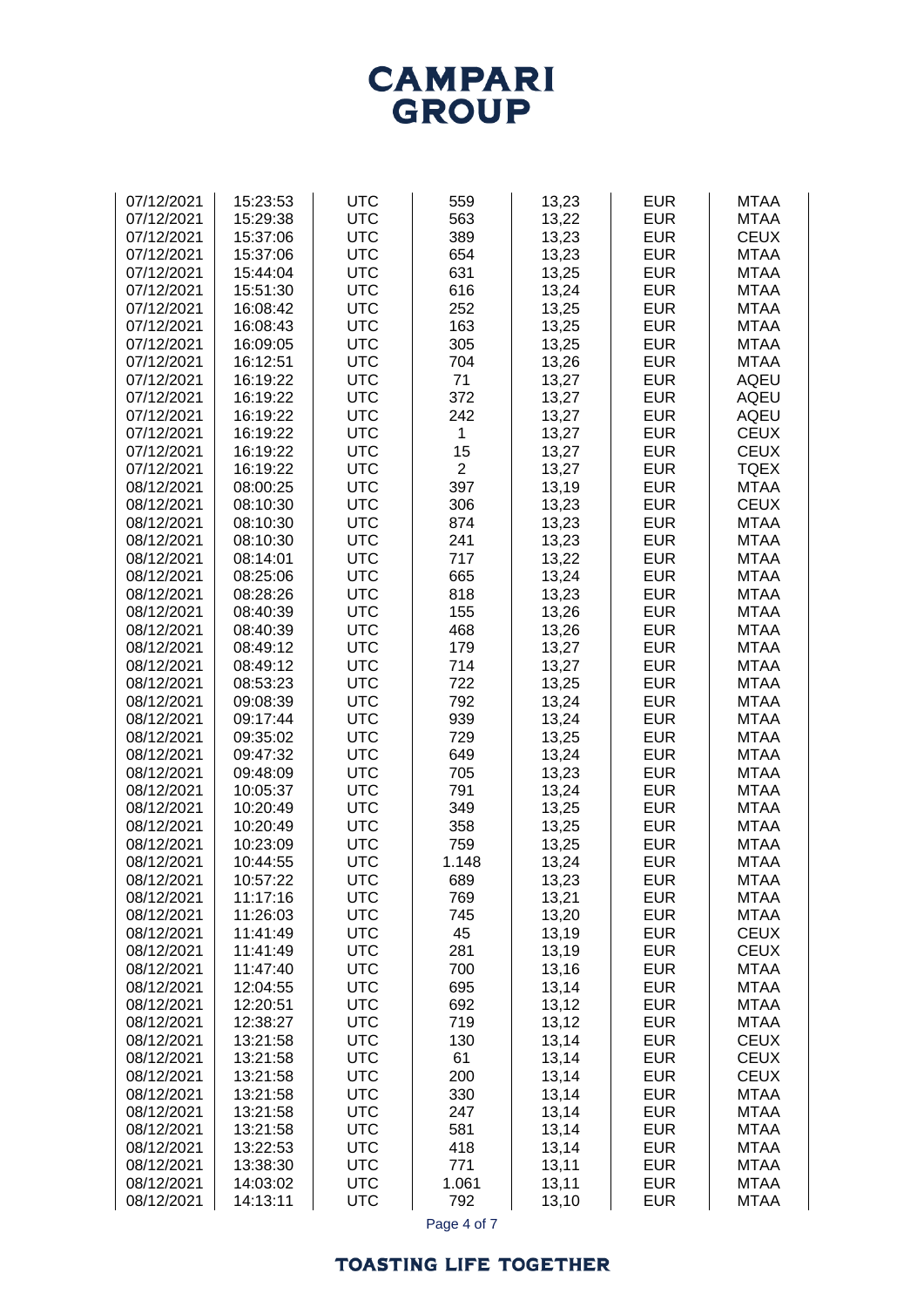| | | | | | | |
|---|---|---|---|---|---|---|
| 07/12/2021 | 15:23:53 | UTC | 559 | 13,23 | EUR | MTAA |
| 07/12/2021 | 15:29:38 | UTC | 563 | 13,22 | EUR | MTAA |
| 07/12/2021 | 15:37:06 | UTC | 389 | 13,23 | EUR | CEUX |
| 07/12/2021 | 15:37:06 | UTC | 654 | 13,23 | EUR | MTAA |
| 07/12/2021 | 15:44:04 | UTC | 631 | 13,25 | EUR | MTAA |
| 07/12/2021 | 15:51:30 | UTC | 616 | 13,24 | EUR | MTAA |
| 07/12/2021 | 16:08:42 | UTC | 252 | 13,25 | EUR | MTAA |
| 07/12/2021 | 16:08:43 | UTC | 163 | 13,25 | EUR | MTAA |
| 07/12/2021 | 16:09:05 | UTC | 305 | 13,25 | EUR | MTAA |
| 07/12/2021 | 16:12:51 | UTC | 704 | 13,26 | EUR | MTAA |
| 07/12/2021 | 16:19:22 | UTC | 71 | 13,27 | EUR | AQEU |
| 07/12/2021 | 16:19:22 | UTC | 372 | 13,27 | EUR | AQEU |
| 07/12/2021 | 16:19:22 | UTC | 242 | 13,27 | EUR | AQEU |
| 07/12/2021 | 16:19:22 | UTC | 1 | 13,27 | EUR | CEUX |
| 07/12/2021 | 16:19:22 | UTC | 15 | 13,27 | EUR | CEUX |
| 07/12/2021 | 16:19:22 | UTC | 2 | 13,27 | EUR | TQEX |
| 08/12/2021 | 08:00:25 | UTC | 397 | 13,19 | EUR | MTAA |
| 08/12/2021 | 08:10:30 | UTC | 306 | 13,23 | EUR | CEUX |
| 08/12/2021 | 08:10:30 | UTC | 874 | 13,23 | EUR | MTAA |
| 08/12/2021 | 08:10:30 | UTC | 241 | 13,23 | EUR | MTAA |
| 08/12/2021 | 08:14:01 | UTC | 717 | 13,22 | EUR | MTAA |
| 08/12/2021 | 08:25:06 | UTC | 665 | 13,24 | EUR | MTAA |
| 08/12/2021 | 08:28:26 | UTC | 818 | 13,23 | EUR | MTAA |
| 08/12/2021 | 08:40:39 | UTC | 155 | 13,26 | EUR | MTAA |
| 08/12/2021 | 08:40:39 | UTC | 468 | 13,26 | EUR | MTAA |
| 08/12/2021 | 08:49:12 | UTC | 179 | 13,27 | EUR | MTAA |
| 08/12/2021 | 08:49:12 | UTC | 714 | 13,27 | EUR | MTAA |
| 08/12/2021 | 08:53:23 | UTC | 722 | 13,25 | EUR | MTAA |
| 08/12/2021 | 09:08:39 | UTC | 792 | 13,24 | EUR | MTAA |
| 08/12/2021 | 09:17:44 | UTC | 939 | 13,24 | EUR | MTAA |
| 08/12/2021 | 09:35:02 | UTC | 729 | 13,25 | EUR | MTAA |
| 08/12/2021 | 09:47:32 | UTC | 649 | 13,24 | EUR | MTAA |
| 08/12/2021 | 09:48:09 | UTC | 705 | 13,23 | EUR | MTAA |
| 08/12/2021 | 10:05:37 | UTC | 791 | 13,24 | EUR | MTAA |
| 08/12/2021 | 10:20:49 | UTC | 349 | 13,25 | EUR | MTAA |
| 08/12/2021 | 10:20:49 | UTC | 358 | 13,25 | EUR | MTAA |
| 08/12/2021 | 10:23:09 | UTC | 759 | 13,25 | EUR | MTAA |
| 08/12/2021 | 10:44:55 | UTC | 1.148 | 13,24 | EUR | MTAA |
| 08/12/2021 | 10:57:22 | UTC | 689 | 13,23 | EUR | MTAA |
| 08/12/2021 | 11:17:16 | UTC | 769 | 13,21 | EUR | MTAA |
| 08/12/2021 | 11:26:03 | UTC | 745 | 13,20 | EUR | MTAA |
| 08/12/2021 | 11:41:49 | UTC | 45 | 13,19 | EUR | CEUX |
| 08/12/2021 | 11:41:49 | UTC | 281 | 13,19 | EUR | CEUX |
| 08/12/2021 | 11:47:40 | UTC | 700 | 13,16 | EUR | MTAA |
| 08/12/2021 | 12:04:55 | UTC | 695 | 13,14 | EUR | MTAA |
| 08/12/2021 | 12:20:51 | UTC | 692 | 13,12 | EUR | MTAA |
| 08/12/2021 | 12:38:27 | UTC | 719 | 13,12 | EUR | MTAA |
| 08/12/2021 | 13:21:58 | UTC | 130 | 13,14 | EUR | CEUX |
| 08/12/2021 | 13:21:58 | UTC | 61 | 13,14 | EUR | CEUX |
| 08/12/2021 | 13:21:58 | UTC | 200 | 13,14 | EUR | CEUX |
| 08/12/2021 | 13:21:58 | UTC | 330 | 13,14 | EUR | MTAA |
| 08/12/2021 | 13:21:58 | UTC | 247 | 13,14 | EUR | MTAA |
| 08/12/2021 | 13:21:58 | UTC | 581 | 13,14 | EUR | MTAA |
| 08/12/2021 | 13:22:53 | UTC | 418 | 13,14 | EUR | MTAA |
| 08/12/2021 | 13:38:30 | UTC | 771 | 13,11 | EUR | MTAA |
| 08/12/2021 | 14:03:02 | UTC | 1.061 | 13,11 | EUR | MTAA |
| 08/12/2021 | 14:13:11 | UTC | 792 | 13,10 | EUR | MTAA |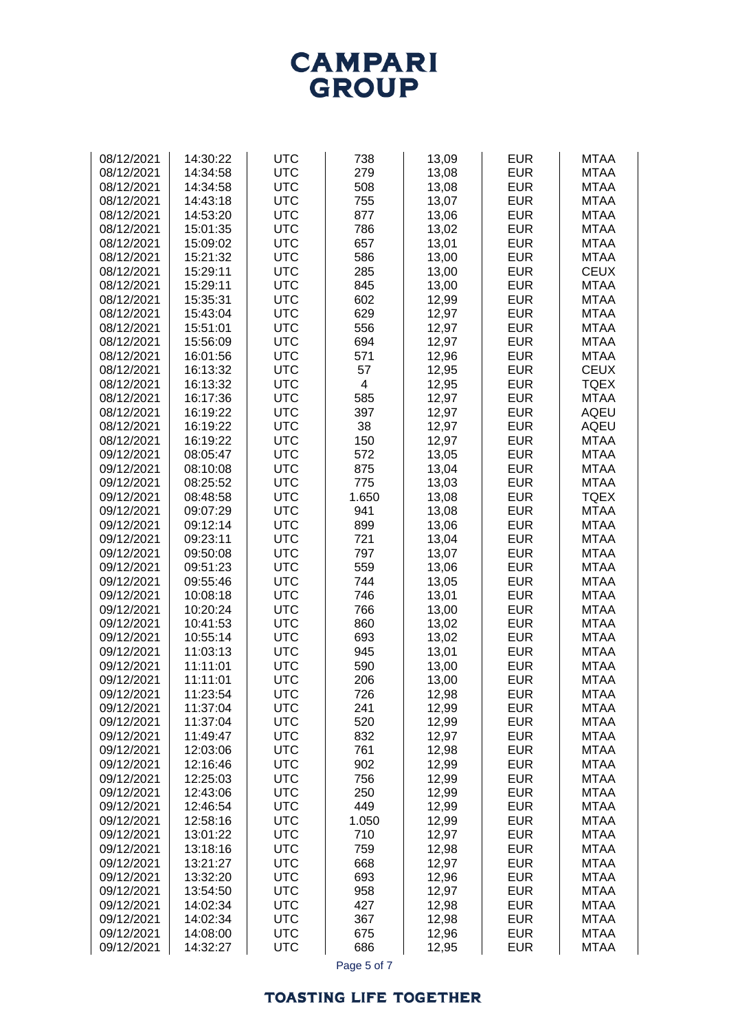| | | | | | | |
|---|---|---|---|---|---|---|
| 08/12/2021 | 14:30:22 | UTC | 738 | 13,09 | EUR | MTAA |
| 08/12/2021 | 14:34:58 | UTC | 279 | 13,08 | EUR | MTAA |
| 08/12/2021 | 14:34:58 | UTC | 508 | 13,08 | EUR | MTAA |
| 08/12/2021 | 14:43:18 | UTC | 755 | 13,07 | EUR | MTAA |
| 08/12/2021 | 14:53:20 | UTC | 877 | 13,06 | EUR | MTAA |
| 08/12/2021 | 15:01:35 | UTC | 786 | 13,02 | EUR | MTAA |
| 08/12/2021 | 15:09:02 | UTC | 657 | 13,01 | EUR | MTAA |
| 08/12/2021 | 15:21:32 | UTC | 586 | 13,00 | EUR | MTAA |
| 08/12/2021 | 15:29:11 | UTC | 285 | 13,00 | EUR | CEUX |
| 08/12/2021 | 15:29:11 | UTC | 845 | 13,00 | EUR | MTAA |
| 08/12/2021 | 15:35:31 | UTC | 602 | 12,99 | EUR | MTAA |
| 08/12/2021 | 15:43:04 | UTC | 629 | 12,97 | EUR | MTAA |
| 08/12/2021 | 15:51:01 | UTC | 556 | 12,97 | EUR | MTAA |
| 08/12/2021 | 15:56:09 | UTC | 694 | 12,97 | EUR | MTAA |
| 08/12/2021 | 16:01:56 | UTC | 571 | 12,96 | EUR | MTAA |
| 08/12/2021 | 16:13:32 | UTC | 57 | 12,95 | EUR | CEUX |
| 08/12/2021 | 16:13:32 | UTC | 4 | 12,95 | EUR | TQEX |
| 08/12/2021 | 16:17:36 | UTC | 585 | 12,97 | EUR | MTAA |
| 08/12/2021 | 16:19:22 | UTC | 397 | 12,97 | EUR | AQEU |
| 08/12/2021 | 16:19:22 | UTC | 38 | 12,97 | EUR | AQEU |
| 08/12/2021 | 16:19:22 | UTC | 150 | 12,97 | EUR | MTAA |
| 09/12/2021 | 08:05:47 | UTC | 572 | 13,05 | EUR | MTAA |
| 09/12/2021 | 08:10:08 | UTC | 875 | 13,04 | EUR | MTAA |
| 09/12/2021 | 08:25:52 | UTC | 775 | 13,03 | EUR | MTAA |
| 09/12/2021 | 08:48:58 | UTC | 1.650 | 13,08 | EUR | TQEX |
| 09/12/2021 | 09:07:29 | UTC | 941 | 13,08 | EUR | MTAA |
| 09/12/2021 | 09:12:14 | UTC | 899 | 13,06 | EUR | MTAA |
| 09/12/2021 | 09:23:11 | UTC | 721 | 13,04 | EUR | MTAA |
| 09/12/2021 | 09:50:08 | UTC | 797 | 13,07 | EUR | MTAA |
| 09/12/2021 | 09:51:23 | UTC | 559 | 13,06 | EUR | MTAA |
| 09/12/2021 | 09:55:46 | UTC | 744 | 13,05 | EUR | MTAA |
| 09/12/2021 | 10:08:18 | UTC | 746 | 13,01 | EUR | MTAA |
| 09/12/2021 | 10:20:24 | UTC | 766 | 13,00 | EUR | MTAA |
| 09/12/2021 | 10:41:53 | UTC | 860 | 13,02 | EUR | MTAA |
| 09/12/2021 | 10:55:14 | UTC | 693 | 13,02 | EUR | MTAA |
| 09/12/2021 | 11:03:13 | UTC | 945 | 13,01 | EUR | MTAA |
| 09/12/2021 | 11:11:01 | UTC | 590 | 13,00 | EUR | MTAA |
| 09/12/2021 | 11:11:01 | UTC | 206 | 13,00 | EUR | MTAA |
| 09/12/2021 | 11:23:54 | UTC | 726 | 12,98 | EUR | MTAA |
| 09/12/2021 | 11:37:04 | UTC | 241 | 12,99 | EUR | MTAA |
| 09/12/2021 | 11:37:04 | UTC | 520 | 12,99 | EUR | MTAA |
| 09/12/2021 | 11:49:47 | UTC | 832 | 12,97 | EUR | MTAA |
| 09/12/2021 | 12:03:06 | UTC | 761 | 12,98 | EUR | MTAA |
| 09/12/2021 | 12:16:46 | UTC | 902 | 12,99 | EUR | MTAA |
| 09/12/2021 | 12:25:03 | UTC | 756 | 12,99 | EUR | MTAA |
| 09/12/2021 | 12:43:06 | UTC | 250 | 12,99 | EUR | MTAA |
| 09/12/2021 | 12:46:54 | UTC | 449 | 12,99 | EUR | MTAA |
| 09/12/2021 | 12:58:16 | UTC | 1.050 | 12,99 | EUR | MTAA |
| 09/12/2021 | 13:01:22 | UTC | 710 | 12,97 | EUR | MTAA |
| 09/12/2021 | 13:18:16 | UTC | 759 | 12,98 | EUR | MTAA |
| 09/12/2021 | 13:21:27 | UTC | 668 | 12,97 | EUR | MTAA |
| 09/12/2021 | 13:32:20 | UTC | 693 | 12,96 | EUR | MTAA |
| 09/12/2021 | 13:54:50 | UTC | 958 | 12,97 | EUR | MTAA |
| 09/12/2021 | 14:02:34 | UTC | 427 | 12,98 | EUR | MTAA |
| 09/12/2021 | 14:02:34 | UTC | 367 | 12,98 | EUR | MTAA |
| 09/12/2021 | 14:08:00 | UTC | 675 | 12,96 | EUR | MTAA |
| 09/12/2021 | 14:32:27 | UTC | 686 | 12,95 | EUR | MTAA |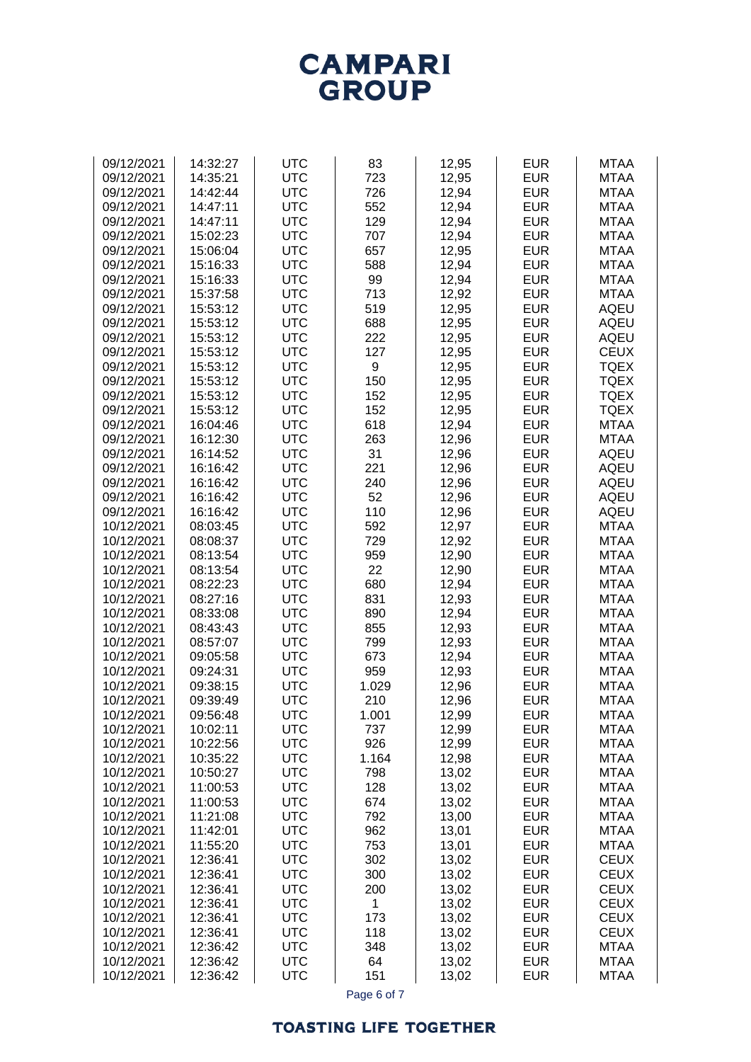| | | | | | | |
|---|---|---|---|---|---|---|
| 09/12/2021 | 14:32:27 | UTC | 83 | 12,95 | EUR | MTAA |
| 09/12/2021 | 14:35:21 | UTC | 723 | 12,95 | EUR | MTAA |
| 09/12/2021 | 14:42:44 | UTC | 726 | 12,94 | EUR | MTAA |
| 09/12/2021 | 14:47:11 | UTC | 552 | 12,94 | EUR | MTAA |
| 09/12/2021 | 14:47:11 | UTC | 129 | 12,94 | EUR | MTAA |
| 09/12/2021 | 15:02:23 | UTC | 707 | 12,94 | EUR | MTAA |
| 09/12/2021 | 15:06:04 | UTC | 657 | 12,95 | EUR | MTAA |
| 09/12/2021 | 15:16:33 | UTC | 588 | 12,94 | EUR | MTAA |
| 09/12/2021 | 15:16:33 | UTC | 99 | 12,94 | EUR | MTAA |
| 09/12/2021 | 15:37:58 | UTC | 713 | 12,92 | EUR | MTAA |
| 09/12/2021 | 15:53:12 | UTC | 519 | 12,95 | EUR | AQEU |
| 09/12/2021 | 15:53:12 | UTC | 688 | 12,95 | EUR | AQEU |
| 09/12/2021 | 15:53:12 | UTC | 222 | 12,95 | EUR | AQEU |
| 09/12/2021 | 15:53:12 | UTC | 127 | 12,95 | EUR | CEUX |
| 09/12/2021 | 15:53:12 | UTC | 9 | 12,95 | EUR | TQEX |
| 09/12/2021 | 15:53:12 | UTC | 150 | 12,95 | EUR | TQEX |
| 09/12/2021 | 15:53:12 | UTC | 152 | 12,95 | EUR | TQEX |
| 09/12/2021 | 15:53:12 | UTC | 152 | 12,95 | EUR | TQEX |
| 09/12/2021 | 16:04:46 | UTC | 618 | 12,94 | EUR | MTAA |
| 09/12/2021 | 16:12:30 | UTC | 263 | 12,96 | EUR | MTAA |
| 09/12/2021 | 16:14:52 | UTC | 31 | 12,96 | EUR | AQEU |
| 09/12/2021 | 16:16:42 | UTC | 221 | 12,96 | EUR | AQEU |
| 09/12/2021 | 16:16:42 | UTC | 240 | 12,96 | EUR | AQEU |
| 09/12/2021 | 16:16:42 | UTC | 52 | 12,96 | EUR | AQEU |
| 09/12/2021 | 16:16:42 | UTC | 110 | 12,96 | EUR | AQEU |
| 10/12/2021 | 08:03:45 | UTC | 592 | 12,97 | EUR | MTAA |
| 10/12/2021 | 08:08:37 | UTC | 729 | 12,92 | EUR | MTAA |
| 10/12/2021 | 08:13:54 | UTC | 959 | 12,90 | EUR | MTAA |
| 10/12/2021 | 08:13:54 | UTC | 22 | 12,90 | EUR | MTAA |
| 10/12/2021 | 08:22:23 | UTC | 680 | 12,94 | EUR | MTAA |
| 10/12/2021 | 08:27:16 | UTC | 831 | 12,93 | EUR | MTAA |
| 10/12/2021 | 08:33:08 | UTC | 890 | 12,94 | EUR | MTAA |
| 10/12/2021 | 08:43:43 | UTC | 855 | 12,93 | EUR | MTAA |
| 10/12/2021 | 08:57:07 | UTC | 799 | 12,93 | EUR | MTAA |
| 10/12/2021 | 09:05:58 | UTC | 673 | 12,94 | EUR | MTAA |
| 10/12/2021 | 09:24:31 | UTC | 959 | 12,93 | EUR | MTAA |
| 10/12/2021 | 09:38:15 | UTC | 1.029 | 12,96 | EUR | MTAA |
| 10/12/2021 | 09:39:49 | UTC | 210 | 12,96 | EUR | MTAA |
| 10/12/2021 | 09:56:48 | UTC | 1.001 | 12,99 | EUR | MTAA |
| 10/12/2021 | 10:02:11 | UTC | 737 | 12,99 | EUR | MTAA |
| 10/12/2021 | 10:22:56 | UTC | 926 | 12,99 | EUR | MTAA |
| 10/12/2021 | 10:35:22 | UTC | 1.164 | 12,98 | EUR | MTAA |
| 10/12/2021 | 10:50:27 | UTC | 798 | 13,02 | EUR | MTAA |
| 10/12/2021 | 11:00:53 | UTC | 128 | 13,02 | EUR | MTAA |
| 10/12/2021 | 11:00:53 | UTC | 674 | 13,02 | EUR | MTAA |
| 10/12/2021 | 11:21:08 | UTC | 792 | 13,00 | EUR | MTAA |
| 10/12/2021 | 11:42:01 | UTC | 962 | 13,01 | EUR | MTAA |
| 10/12/2021 | 11:55:20 | UTC | 753 | 13,01 | EUR | MTAA |
| 10/12/2021 | 12:36:41 | UTC | 302 | 13,02 | EUR | CEUX |
| 10/12/2021 | 12:36:41 | UTC | 300 | 13,02 | EUR | CEUX |
| 10/12/2021 | 12:36:41 | UTC | 200 | 13,02 | EUR | CEUX |
| 10/12/2021 | 12:36:41 | UTC | 1 | 13,02 | EUR | CEUX |
| 10/12/2021 | 12:36:41 | UTC | 173 | 13,02 | EUR | CEUX |
| 10/12/2021 | 12:36:41 | UTC | 118 | 13,02 | EUR | CEUX |
| 10/12/2021 | 12:36:42 | UTC | 348 | 13,02 | EUR | MTAA |
| 10/12/2021 | 12:36:42 | UTC | 64 | 13,02 | EUR | MTAA |
| 10/12/2021 | 12:36:42 | UTC | 151 | 13,02 | EUR | MTAA |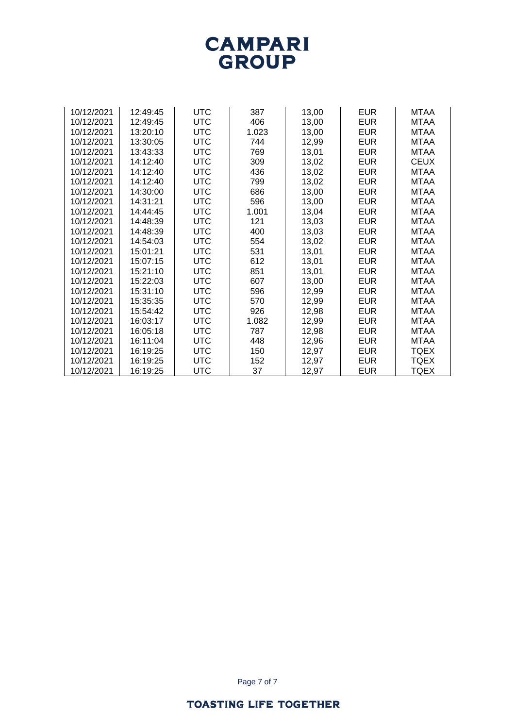| | | | | | | |
|---|---|---|---|---|---|---|
| 10/12/2021 | 12:49:45 | UTC | 387 | 13,00 | EUR | MTAA |
| 10/12/2021 | 12:49:45 | UTC | 406 | 13,00 | EUR | MTAA |
| 10/12/2021 | 13:20:10 | UTC | 1.023 | 13,00 | EUR | MTAA |
| 10/12/2021 | 13:30:05 | UTC | 744 | 12,99 | EUR | MTAA |
| 10/12/2021 | 13:43:33 | UTC | 769 | 13,01 | EUR | MTAA |
| 10/12/2021 | 14:12:40 | UTC | 309 | 13,02 | EUR | CEUX |
| 10/12/2021 | 14:12:40 | UTC | 436 | 13,02 | EUR | MTAA |
| 10/12/2021 | 14:12:40 | UTC | 799 | 13,02 | EUR | MTAA |
| 10/12/2021 | 14:30:00 | UTC | 686 | 13,00 | EUR | MTAA |
| 10/12/2021 | 14:31:21 | UTC | 596 | 13,00 | EUR | MTAA |
| 10/12/2021 | 14:44:45 | UTC | 1.001 | 13,04 | EUR | MTAA |
| 10/12/2021 | 14:48:39 | UTC | 121 | 13,03 | EUR | MTAA |
| 10/12/2021 | 14:48:39 | UTC | 400 | 13,03 | EUR | MTAA |
| 10/12/2021 | 14:54:03 | UTC | 554 | 13,02 | EUR | MTAA |
| 10/12/2021 | 15:01:21 | UTC | 531 | 13,01 | EUR | MTAA |
| 10/12/2021 | 15:07:15 | UTC | 612 | 13,01 | EUR | MTAA |
| 10/12/2021 | 15:21:10 | UTC | 851 | 13,01 | EUR | MTAA |
| 10/12/2021 | 15:22:03 | UTC | 607 | 13,00 | EUR | MTAA |
| 10/12/2021 | 15:31:10 | UTC | 596 | 12,99 | EUR | MTAA |
| 10/12/2021 | 15:35:35 | UTC | 570 | 12,99 | EUR | MTAA |
| 10/12/2021 | 15:54:42 | UTC | 926 | 12,98 | EUR | MTAA |
| 10/12/2021 | 16:03:17 | UTC | 1.082 | 12,99 | EUR | MTAA |
| 10/12/2021 | 16:05:18 | UTC | 787 | 12,98 | EUR | MTAA |
| 10/12/2021 | 16:11:04 | UTC | 448 | 12,96 | EUR | MTAA |
| 10/12/2021 | 16:19:25 | UTC | 150 | 12,97 | EUR | TQEX |
| 10/12/2021 | 16:19:25 | UTC | 152 | 12,97 | EUR | TQEX |
| 10/12/2021 | 16:19:25 | UTC | 37 | 12,97 | EUR | TQEX |